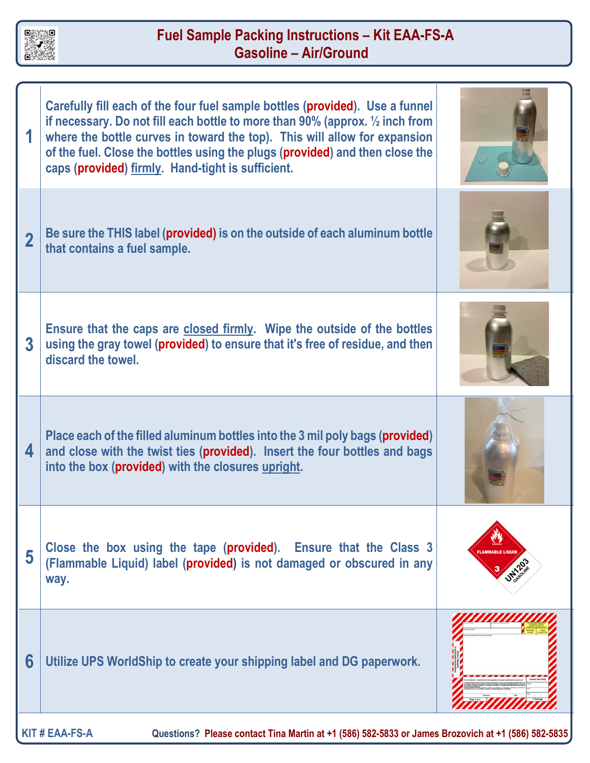# Fuel Sample Packing Instructions – Kit EAA-FS-A
## Gasoline – Air/Ground

| Step | Instructions |
|---|---|
| 1 | Carefully fill each of the four fuel sample bottles (**provided**). Use a funnel if necessary. Do not fill each bottle to more than 90% (approx. ½ inch from where the bottle curves in toward the top). This will allow for expansion of the fuel. Close the bottles using the plugs (**provided**) and then close the caps (**provided**) firmly. Hand-tight is sufficient. |
| 2 | Be sure the THIS label (**provided**) is on the outside of each aluminum bottle that contains a fuel sample. |
| 3 | Ensure that the caps are closed firmly. Wipe the outside of the bottles using the gray towel (**provided**) to ensure that it's free of residue, and then discard the towel. |
| 4 | Place each of the filled aluminum bottles into the 3 mil poly bags (**provided**) and close with the twist ties (**provided**). Insert the four bottles and bags into the box (**provided**) with the closures upright. |
| 5 | Close the box using the tape (**provided**). Ensure that the Class 3 (Flammable Liquid) label (**provided**) is not damaged or obscured in any way. |
| 6 | Utilize UPS WorldShip to create your shipping label and DG paperwork. |

KIT # EAA-FS-A

Questions? Please contact Tina Martin at +1 (586) 582-5833 or James Brozovich at +1 (586) 582-5835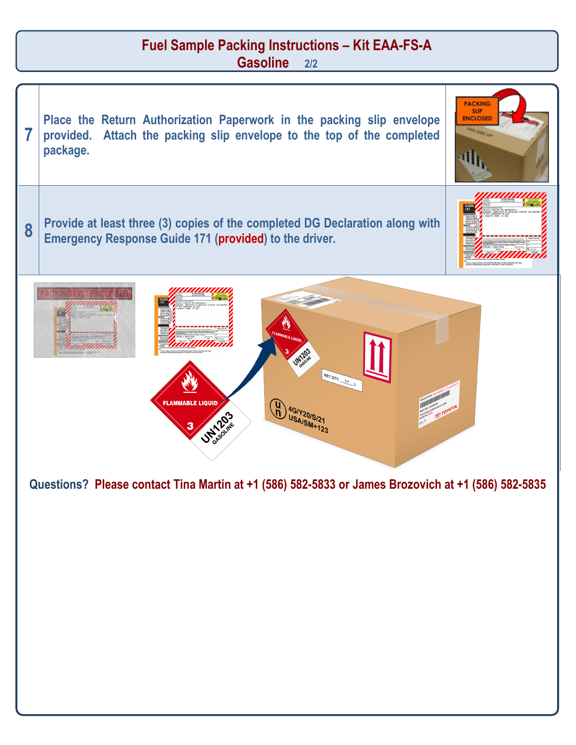# Fuel Sample Packing Instructions – Kit EAA-FS-A

## Gasoline 2/2

| | |
|---|---|
| 7 | Place the Return Authorization Paperwork in the packing slip envelope provided. Attach the packing slip envelope to the top of the completed package. |
| 8 | Provide at least three (3) copies of the completed DG Declaration along with Emergency Response Guide 171 (provided) to the driver. |

**Questions?** Please contact Tina Martin at +1 (586) 582-5833 or James Brozovich at +1 (586) 582-5835